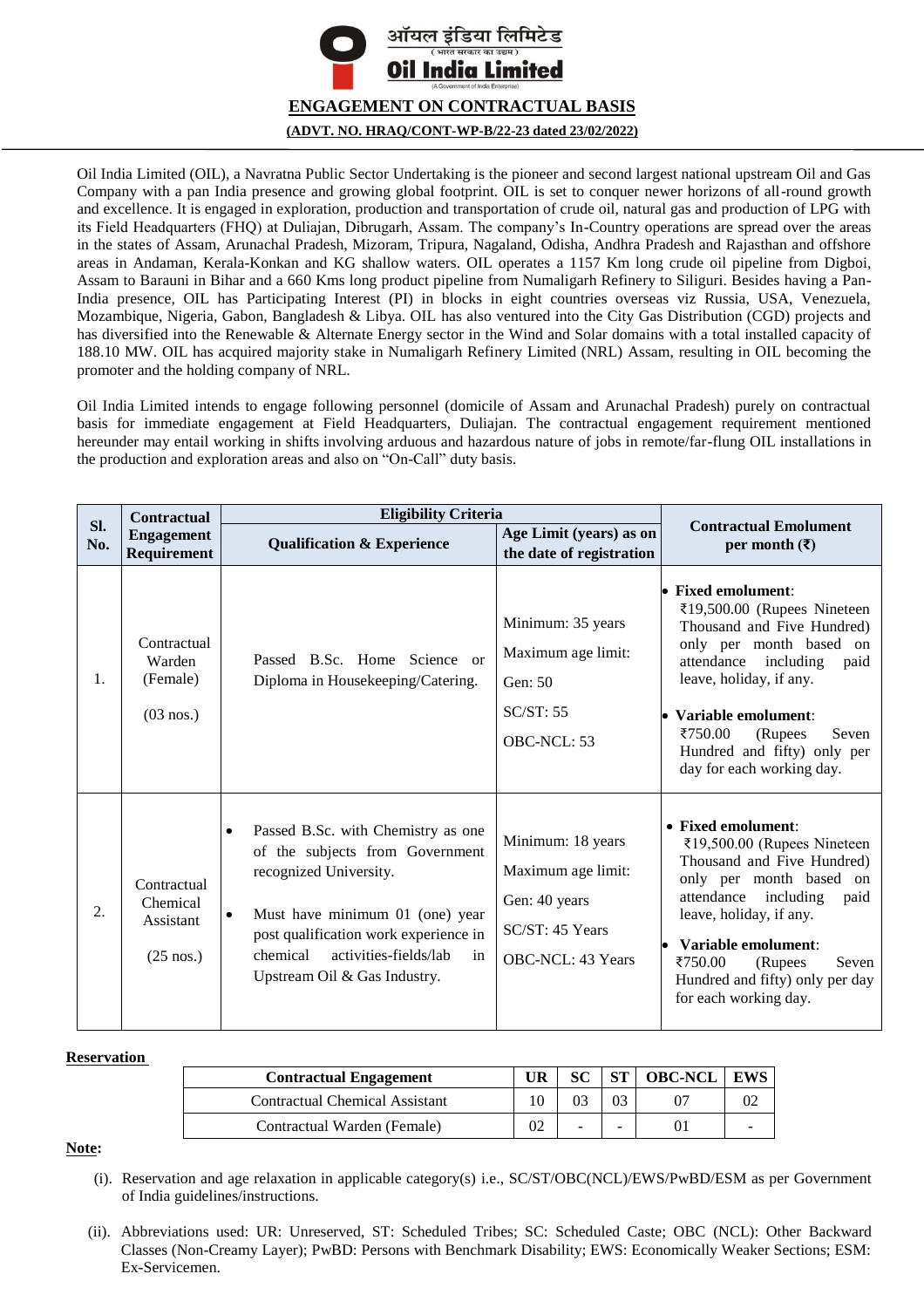ऑयल इंडिया लिमिटेड

( भारत सरकार का उद्यम )

**Oil India Limited**

(A Government of India Enterprise)

# ENGAGEMENT ON CONTRACTUAL BASIS

**(ADVT. NO. HRAQ/CONT-WP-B/22-23 dated 23/02/2022)**

Oil India Limited (OIL), a Navratna Public Sector Undertaking is the pioneer and second largest national upstream Oil and Gas Company with a pan India presence and growing global footprint. OIL is set to conquer newer horizons of all-round growth and excellence. It is engaged in exploration, production and transportation of crude oil, natural gas and production of LPG with its Field Headquarters (FHQ) at Duliajan, Dibrugarh, Assam. The company's In-Country operations are spread over the areas in the states of Assam, Arunachal Pradesh, Mizoram, Tripura, Nagaland, Odisha, Andhra Pradesh and Rajasthan and offshore areas in Andaman, Kerala-Konkan and KG shallow waters. OIL operates a 1157 Km long crude oil pipeline from Digboi, Assam to Barauni in Bihar and a 660 Kms long product pipeline from Numaligarh Refinery to Siliguri. Besides having a Pan-India presence, OIL has Participating Interest (PI) in blocks in eight countries overseas viz Russia, USA, Venezuela, Mozambique, Nigeria, Gabon, Bangladesh & Libya. OIL has also ventured into the City Gas Distribution (CGD) projects and has diversified into the Renewable & Alternate Energy sector in the Wind and Solar domains with a total installed capacity of 188.10 MW. OIL has acquired majority stake in Numaligarh Refinery Limited (NRL) Assam, resulting in OIL becoming the promoter and the holding company of NRL.

Oil India Limited intends to engage following personnel (domicile of Assam and Arunachal Pradesh) purely on contractual basis for immediate engagement at Field Headquarters, Duliajan. The contractual engagement requirement mentioned hereunder may entail working in shifts involving arduous and hazardous nature of jobs in remote/far-flung OIL installations in the production and exploration areas and also on "On-Call" duty basis.

| Sl. No. | Contractual Engagement Requirement | Eligibility Criteria | | Contractual Emolument per month (₹) |
|---|---|---|---|---|
| | | Qualification & Experience | Age Limit (years) as on the date of registration | |
| 1. | Contractual Warden (Female)<br><br>(03 nos.) | Passed B.Sc. Home Science or Diploma in Housekeeping/Catering. | Minimum: 35 years<br>Maximum age limit:<br>Gen: 50<br>SC/ST: 55<br>OBC-NCL: 53 | • **Fixed emolument**: ₹19,500.00 (Rupees Nineteen Thousand and Five Hundred) only per month based on attendance including paid leave, holiday, if any.<br>• **Variable emolument**: ₹750.00 (Rupees Seven Hundred and fifty) only per day for each working day. |
| 2. | Contractual Chemical Assistant<br><br>(25 nos.) | • Passed B.Sc. with Chemistry as one of the subjects from Government recognized University.<br>• Must have minimum 01 (one) year post qualification work experience in chemical activities-fields/lab in Upstream Oil & Gas Industry. | Minimum: 18 years<br>Maximum age limit:<br>Gen: 40 years<br>SC/ST: 45 Years<br>OBC-NCL: 43 Years | • **Fixed emolument**: ₹19,500.00 (Rupees Nineteen Thousand and Five Hundred) only per month based on attendance including paid leave, holiday, if any.<br>• **Variable emolument**: ₹750.00 (Rupees Seven Hundred and fifty) only per day for each working day. |

**Reservation**

| Contractual Engagement | UR | SC | ST | OBC-NCL | EWS |
|---|---|---|---|---|---|
| Contractual Chemical Assistant | 10 | 03 | 03 | 07 | 02 |
| Contractual Warden (Female) | 02 | - | - | 01 | - |

**Note:**

(i). Reservation and age relaxation in applicable category(s) i.e., SC/ST/OBC(NCL)/EWS/PwBD/ESM as per Government of India guidelines/instructions.

(ii). Abbreviations used: UR: Unreserved, ST: Scheduled Tribes; SC: Scheduled Caste; OBC (NCL): Other Backward Classes (Non-Creamy Layer); PwBD: Persons with Benchmark Disability; EWS: Economically Weaker Sections; ESM: Ex-Servicemen.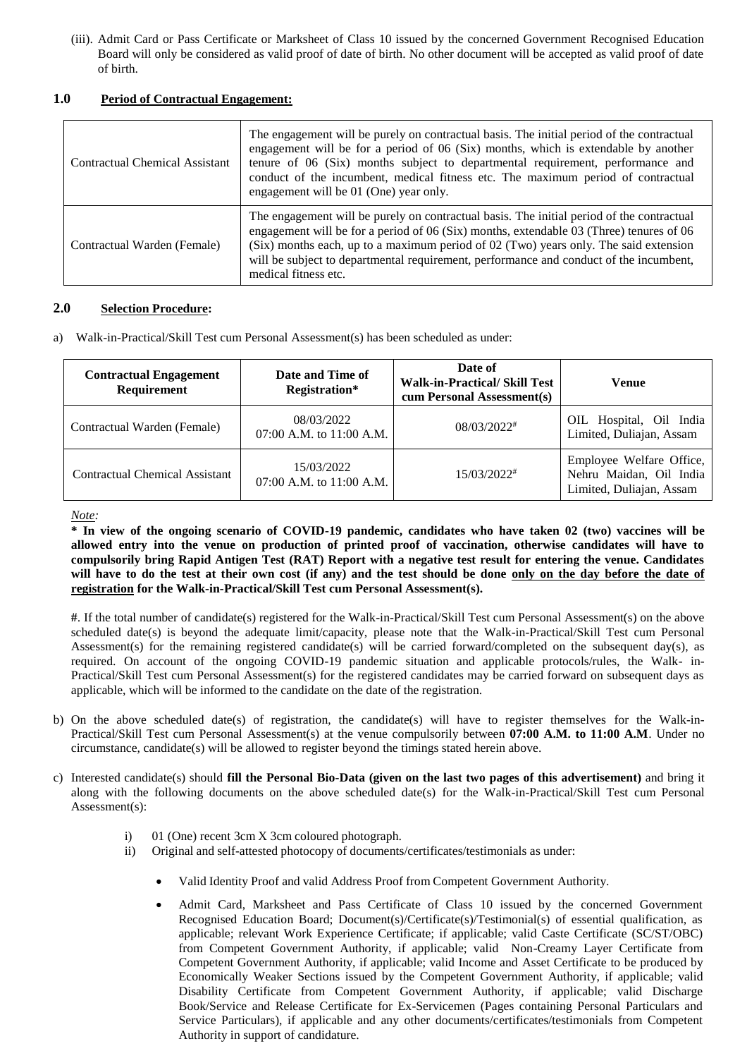(iii). Admit Card or Pass Certificate or Marksheet of Class 10 issued by the concerned Government Recognised Education Board will only be considered as valid proof of date of birth. No other document will be accepted as valid proof of date of birth.

## 1.0 Period of Contractual Engagement:

| | |
|---|---|
| Contractual Chemical Assistant | The engagement will be purely on contractual basis. The initial period of the contractual engagement will be for a period of 06 (Six) months, which is extendable by another tenure of 06 (Six) months subject to departmental requirement, performance and conduct of the incumbent, medical fitness etc. The maximum period of contractual engagement will be 01 (One) year only. |
| Contractual Warden (Female) | The engagement will be purely on contractual basis. The initial period of the contractual engagement will be for a period of 06 (Six) months, extendable 03 (Three) tenures of 06 (Six) months each, up to a maximum period of 02 (Two) years only. The said extension will be subject to departmental requirement, performance and conduct of the incumbent, medical fitness etc. |

## 2.0 Selection Procedure:

a) Walk-in-Practical/Skill Test cum Personal Assessment(s) has been scheduled as under:

| Contractual Engagement Requirement | Date and Time of Registration* | Date of Walk-in-Practical/ Skill Test cum Personal Assessment(s) | Venue |
|---|---|---|---|
| Contractual Warden (Female) | 08/03/2022 07:00 A.M. to 11:00 A.M. | 08/03/2022# | OIL Hospital, Oil India Limited, Duliajan, Assam |
| Contractual Chemical Assistant | 15/03/2022 07:00 A.M. to 11:00 A.M. | 15/03/2022# | Employee Welfare Office, Nehru Maidan, Oil India Limited, Duliajan, Assam |

*Note:*

**\* In view of the ongoing scenario of COVID-19 pandemic, candidates who have taken 02 (two) vaccines will be allowed entry into the venue on production of printed proof of vaccination, otherwise candidates will have to compulsorily bring Rapid Antigen Test (RAT) Report with a negative test result for entering the venue. Candidates will have to do the test at their own cost (if any) and the test should be done <u>only on the day before the date of registration</u> for the Walk-in-Practical/Skill Test cum Personal Assessment(s).**

**#**. If the total number of candidate(s) registered for the Walk-in-Practical/Skill Test cum Personal Assessment(s) on the above scheduled date(s) is beyond the adequate limit/capacity, please note that the Walk-in-Practical/Skill Test cum Personal Assessment(s) for the remaining registered candidate(s) will be carried forward/completed on the subsequent day(s), as required. On account of the ongoing COVID-19 pandemic situation and applicable protocols/rules, the Walk- in-Practical/Skill Test cum Personal Assessment(s) for the registered candidates may be carried forward on subsequent days as applicable, which will be informed to the candidate on the date of the registration.

b) On the above scheduled date(s) of registration, the candidate(s) will have to register themselves for the Walk-in-Practical/Skill Test cum Personal Assessment(s) at the venue compulsorily between **07:00 A.M. to 11:00 A.M**. Under no circumstance, candidate(s) will be allowed to register beyond the timings stated herein above.

c) Interested candidate(s) should **fill the Personal Bio-Data (given on the last two pages of this advertisement)** and bring it along with the following documents on the above scheduled date(s) for the Walk-in-Practical/Skill Test cum Personal Assessment(s):

   i) 01 (One) recent 3cm X 3cm coloured photograph.
   
   ii) Original and self-attested photocopy of documents/certificates/testimonials as under:

   - Valid Identity Proof and valid Address Proof from Competent Government Authority.
   - Admit Card, Marksheet and Pass Certificate of Class 10 issued by the concerned Government Recognised Education Board; Document(s)/Certificate(s)/Testimonial(s) of essential qualification, as applicable; relevant Work Experience Certificate; if applicable; valid Caste Certificate (SC/ST/OBC) from Competent Government Authority, if applicable; valid Non-Creamy Layer Certificate from Competent Government Authority, if applicable; valid Income and Asset Certificate to be produced by Economically Weaker Sections issued by the Competent Government Authority, if applicable; valid Disability Certificate from Competent Government Authority, if applicable; valid Discharge Book/Service and Release Certificate for Ex-Servicemen (Pages containing Personal Particulars and Service Particulars), if applicable and any other documents/certificates/testimonials from Competent Authority in support of candidature.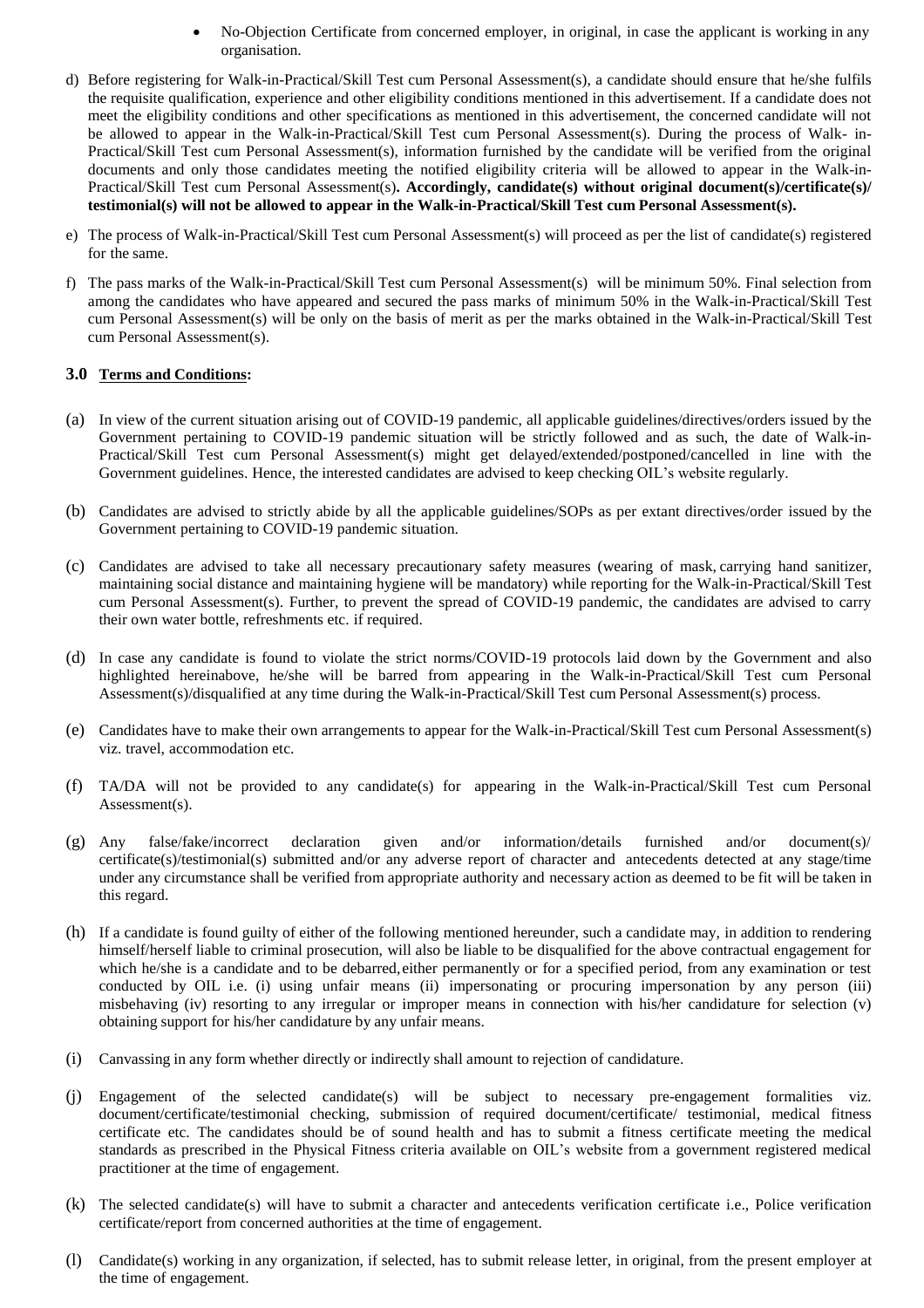- No-Objection Certificate from concerned employer, in original, in case the applicant is working in any organisation.

d) Before registering for Walk-in-Practical/Skill Test cum Personal Assessment(s), a candidate should ensure that he/she fulfils the requisite qualification, experience and other eligibility conditions mentioned in this advertisement. If a candidate does not meet the eligibility conditions and other specifications as mentioned in this advertisement, the concerned candidate will not be allowed to appear in the Walk-in-Practical/Skill Test cum Personal Assessment(s). During the process of Walk- in-Practical/Skill Test cum Personal Assessment(s), information furnished by the candidate will be verified from the original documents and only those candidates meeting the notified eligibility criteria will be allowed to appear in the Walk-in-Practical/Skill Test cum Personal Assessment(s)**. Accordingly, candidate(s) without original document(s)/certificate(s)/ testimonial(s) will not be allowed to appear in the Walk-in-Practical/Skill Test cum Personal Assessment(s).**

e) The process of Walk-in-Practical/Skill Test cum Personal Assessment(s) will proceed as per the list of candidate(s) registered for the same.

f) The pass marks of the Walk-in-Practical/Skill Test cum Personal Assessment(s) will be minimum 50%. Final selection from among the candidates who have appeared and secured the pass marks of minimum 50% in the Walk-in-Practical/Skill Test cum Personal Assessment(s) will be only on the basis of merit as per the marks obtained in the Walk-in-Practical/Skill Test cum Personal Assessment(s).

### 3.0 Terms and Conditions:

(a) In view of the current situation arising out of COVID-19 pandemic, all applicable guidelines/directives/orders issued by the Government pertaining to COVID-19 pandemic situation will be strictly followed and as such, the date of Walk-in-Practical/Skill Test cum Personal Assessment(s) might get delayed/extended/postponed/cancelled in line with the Government guidelines. Hence, the interested candidates are advised to keep checking OIL's website regularly.

(b) Candidates are advised to strictly abide by all the applicable guidelines/SOPs as per extant directives/order issued by the Government pertaining to COVID-19 pandemic situation.

(c) Candidates are advised to take all necessary precautionary safety measures (wearing of mask, carrying hand sanitizer, maintaining social distance and maintaining hygiene will be mandatory) while reporting for the Walk-in-Practical/Skill Test cum Personal Assessment(s). Further, to prevent the spread of COVID-19 pandemic, the candidates are advised to carry their own water bottle, refreshments etc. if required.

(d) In case any candidate is found to violate the strict norms/COVID-19 protocols laid down by the Government and also highlighted hereinabove, he/she will be barred from appearing in the Walk-in-Practical/Skill Test cum Personal Assessment(s)/disqualified at any time during the Walk-in-Practical/Skill Test cum Personal Assessment(s) process.

(e) Candidates have to make their own arrangements to appear for the Walk-in-Practical/Skill Test cum Personal Assessment(s) viz. travel, accommodation etc.

(f) TA/DA will not be provided to any candidate(s) for appearing in the Walk-in-Practical/Skill Test cum Personal Assessment(s).

(g) Any false/fake/incorrect declaration given and/or information/details furnished and/or document(s)/ certificate(s)/testimonial(s) submitted and/or any adverse report of character and antecedents detected at any stage/time under any circumstance shall be verified from appropriate authority and necessary action as deemed to be fit will be taken in this regard.

(h) If a candidate is found guilty of either of the following mentioned hereunder, such a candidate may, in addition to rendering himself/herself liable to criminal prosecution, will also be liable to be disqualified for the above contractual engagement for which he/she is a candidate and to be debarred, either permanently or for a specified period, from any examination or test conducted by OIL i.e. (i) using unfair means (ii) impersonating or procuring impersonation by any person (iii) misbehaving (iv) resorting to any irregular or improper means in connection with his/her candidature for selection (v) obtaining support for his/her candidature by any unfair means.

(i) Canvassing in any form whether directly or indirectly shall amount to rejection of candidature.

(j) Engagement of the selected candidate(s) will be subject to necessary pre-engagement formalities viz. document/certificate/testimonial checking, submission of required document/certificate/ testimonial, medical fitness certificate etc. The candidates should be of sound health and has to submit a fitness certificate meeting the medical standards as prescribed in the Physical Fitness criteria available on OIL's website from a government registered medical practitioner at the time of engagement.

(k) The selected candidate(s) will have to submit a character and antecedents verification certificate i.e., Police verification certificate/report from concerned authorities at the time of engagement.

(l) Candidate(s) working in any organization, if selected, has to submit release letter, in original, from the present employer at the time of engagement.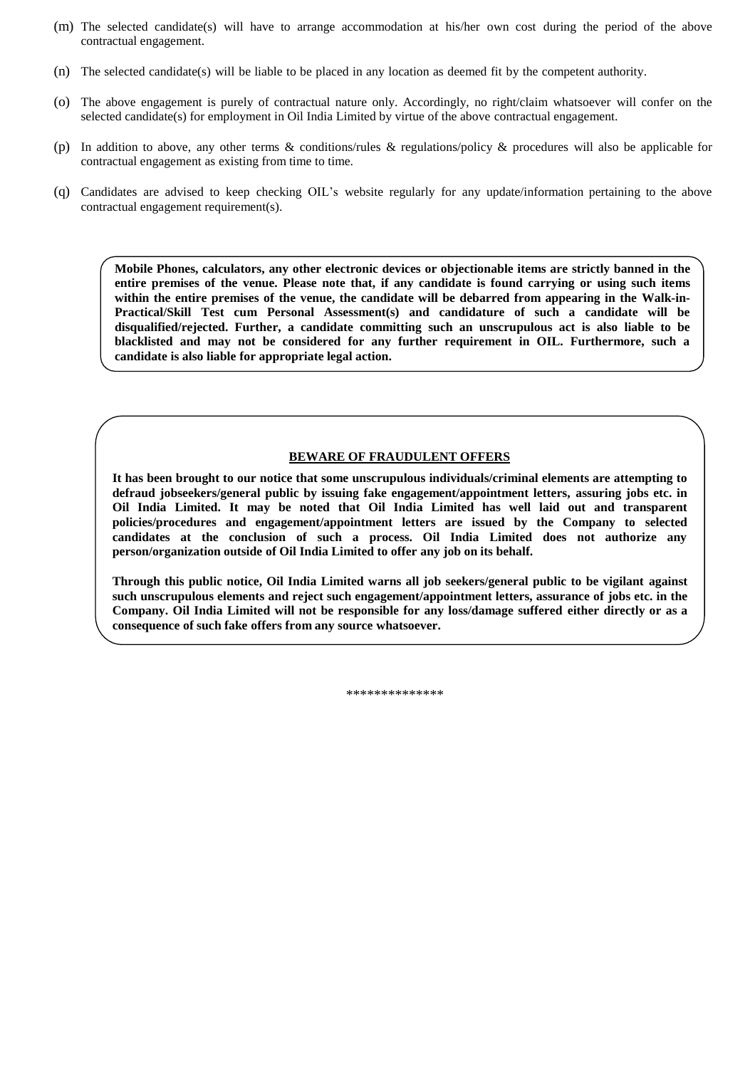(m) The selected candidate(s) will have to arrange accommodation at his/her own cost during the period of the above contractual engagement.

(n) The selected candidate(s) will be liable to be placed in any location as deemed fit by the competent authority.

(o) The above engagement is purely of contractual nature only. Accordingly, no right/claim whatsoever will confer on the selected candidate(s) for employment in Oil India Limited by virtue of the above contractual engagement.

(p) In addition to above, any other terms & conditions/rules & regulations/policy & procedures will also be applicable for contractual engagement as existing from time to time.

(q) Candidates are advised to keep checking OIL's website regularly for any update/information pertaining to the above contractual engagement requirement(s).

**Mobile Phones, calculators, any other electronic devices or objectionable items are strictly banned in the entire premises of the venue. Please note that, if any candidate is found carrying or using such items within the entire premises of the venue, the candidate will be debarred from appearing in the Walk-in-Practical/Skill Test cum Personal Assessment(s) and candidature of such a candidate will be disqualified/rejected. Further, a candidate committing such an unscrupulous act is also liable to be blacklisted and may not be considered for any further requirement in OIL. Furthermore, such a candidate is also liable for appropriate legal action.**

**BEWARE OF FRAUDULENT OFFERS**

**It has been brought to our notice that some unscrupulous individuals/criminal elements are attempting to defraud jobseekers/general public by issuing fake engagement/appointment letters, assuring jobs etc. in Oil India Limited. It may be noted that Oil India Limited has well laid out and transparent policies/procedures and engagement/appointment letters are issued by the Company to selected candidates at the conclusion of such a process. Oil India Limited does not authorize any person/organization outside of Oil India Limited to offer any job on its behalf.**

**Through this public notice, Oil India Limited warns all job seekers/general public to be vigilant against such unscrupulous elements and reject such engagement/appointment letters, assurance of jobs etc. in the Company. Oil India Limited will not be responsible for any loss/damage suffered either directly or as a consequence of such fake offers from any source whatsoever.**

**************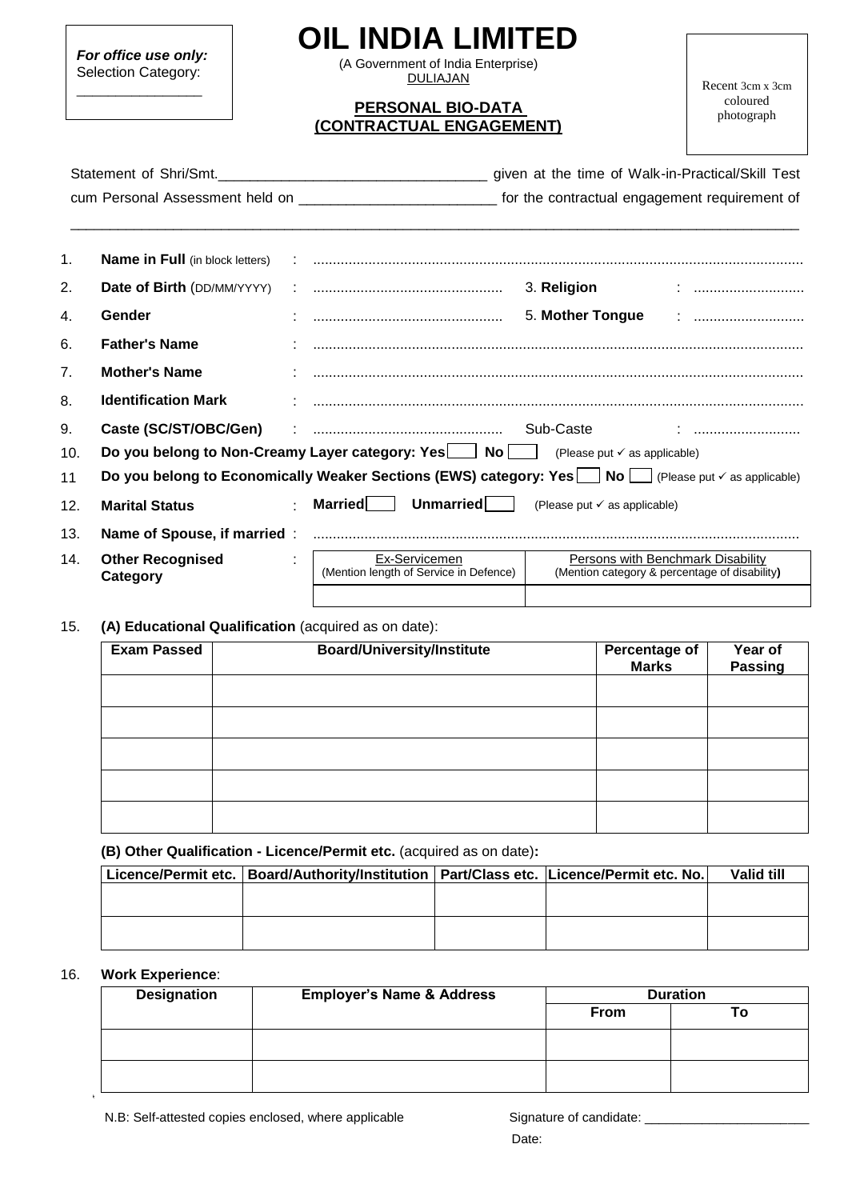*For office use only:*
Selection Category:
_______________

# OIL INDIA LIMITED

(A Government of India Enterprise)
DULIAJAN

## PERSONAL BIO-DATA (CONTRACTUAL ENGAGEMENT)

Recent 3cm x 3cm coloured photograph

Statement of Shri/Smt.________________________________ given at the time of Walk-in-Practical/Skill Test cum Personal Assessment held on ________________________ for the contractual engagement requirement of ______________________________________________________________________________________

1. **Name in Full** (in block letters) : ..........................................................................................................................
2. **Date of Birth** (DD/MM/YYYY) : ............................................... 3. **Religion** : ...........................
4. **Gender** : ............................................... 5. **Mother Tongue** : ...........................
6. **Father's Name** : ..........................................................................................................................
7. **Mother's Name** : ..........................................................................................................................
8. **Identification Mark** : ..........................................................................................................................
9. **Caste (SC/ST/OBC/Gen)** : ............................................... Sub-Caste : ...........................
10. **Do you belong to Non-Creamy Layer category: Yes** ☐ **No** ☐ (Please put ✓ as applicable)
11. **Do you belong to Economically Weaker Sections (EWS) category: Yes** ☐ **No** ☐ (Please put ✓ as applicable)
12. **Marital Status** : **Married** ☐ **Unmarried** ☐ (Please put ✓ as applicable)
13. **Name of Spouse, if married** : ..........................................................................................................................
14. **Other Recognised Category** :

| Ex-Servicemen (Mention length of Service in Defence) | Persons with Benchmark Disability (Mention category & percentage of disability) |
|---|---|
| | |

15. **(A) Educational Qualification** (acquired as on date):

| Exam Passed | Board/University/Institute | Percentage of Marks | Year of Passing |
|---|---|---|---|
| | | | |
| | | | |
| | | | |
| | | | |
| | | | |

**(B) Other Qualification - Licence/Permit etc.** (acquired as on date)**:**

| Licence/Permit etc. | Board/Authority/Institution | Part/Class etc. | Licence/Permit etc. No. | Valid till |
|---|---|---|---|---|
| | | | | |
| | | | | |

16. **Work Experience**:

| Designation | Employer's Name & Address | Duration | |
|---|---|---|---|
| | | From | To |
| | | | |
| | | | |

N.B: Self-attested copies enclosed, where applicable

Signature of candidate: ______________________

Date: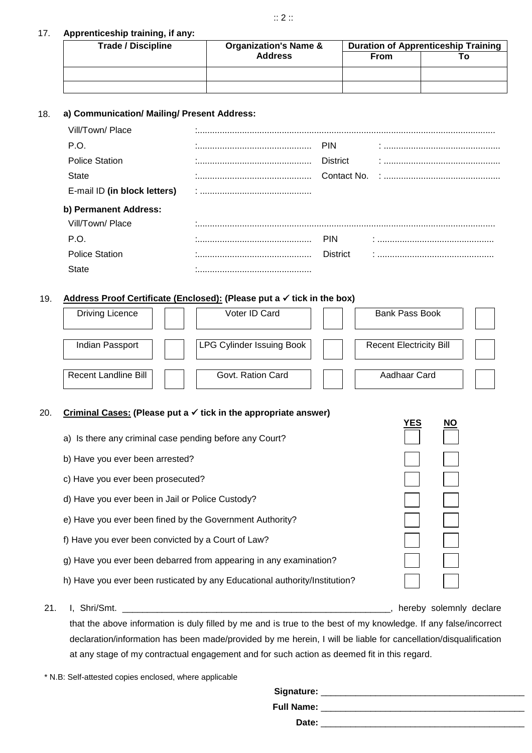17. **Apprenticeship training, if any:**

| Trade / Discipline | Organization's Name & Address | Duration of Apprenticeship Training | |
|---|---|---|---|
| | | From | To |
| | | | |
| | | | |

18. **a) Communication/ Mailing/ Present Address:**

Vill/Town/ Place :.......................................................................................................................

P.O. :.............................................. PIN : ..............................................

Police Station :.............................................. District : ..............................................

State :.............................................. Contact No. : ..............................................

E-mail ID **(in block letters)** : .............................................

**b) Permanent Address:**

Vill/Town/ Place :.......................................................................................................................

P.O. :.............................................. PIN : ..............................................

Police Station :.............................................. District : ..............................................

State :..............................................

19. **Address Proof Certificate (Enclosed): (Please put a ✓ tick in the box)**

| | | | | | |
|---|---|---|---|---|---|
| Driving Licence | ☐ | Voter ID Card | ☐ | Bank Pass Book | ☐ |
| Indian Passport | ☐ | LPG Cylinder Issuing Book | ☐ | Recent Electricity Bill | ☐ |
| Recent Landline Bill | ☐ | Govt. Ration Card | ☐ | Aadhaar Card | ☐ |

20. **Criminal Cases: (Please put a ✓ tick in the appropriate answer)**

| | YES | NO |
|---|---|---|
| a) Is there any criminal case pending before any Court? | ☐ | ☐ |
| b) Have you ever been arrested? | ☐ | ☐ |
| c) Have you ever been prosecuted? | ☐ | ☐ |
| d) Have you ever been in Jail or Police Custody? | ☐ | ☐ |
| e) Have you ever been fined by the Government Authority? | ☐ | ☐ |
| f) Have you ever been convicted by a Court of Law? | ☐ | ☐ |
| g) Have you ever been debarred from appearing in any examination? | ☐ | ☐ |
| h) Have you ever been rusticated by any Educational authority/Institution? | ☐ | ☐ |

21. I, Shri/Smt. ________________________________________________________, hereby solemnly declare that the above information is duly filled by me and is true to the best of my knowledge. If any false/incorrect declaration/information has been made/provided by me herein, I will be liable for cancellation/disqualification at any stage of my contractual engagement and for such action as deemed fit in this regard.

* N.B: Self-attested copies enclosed, where applicable

**Signature:** ________________________________________

**Full Name:** ________________________________________

**Date:** ________________________________________